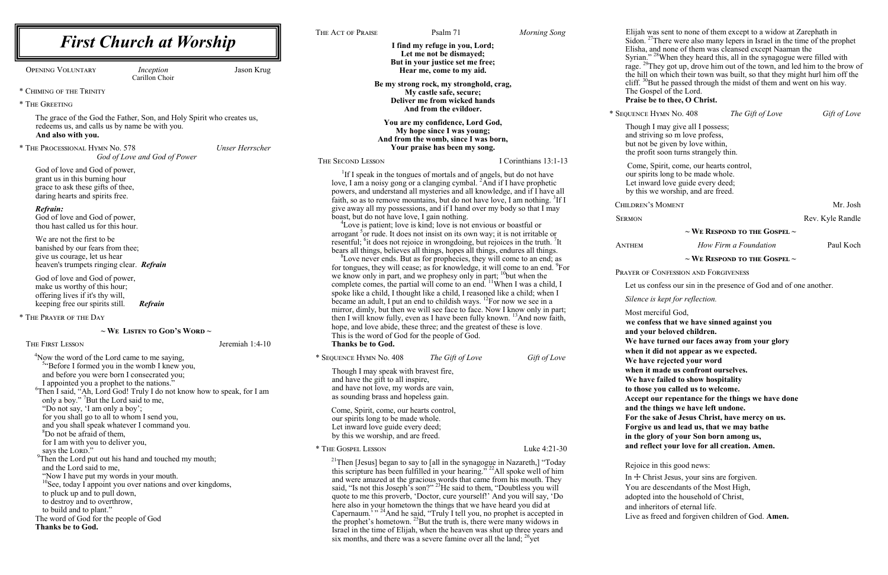# *First Church at Worship*

OPENING VOLUNTARY *Inception* Jason Krug
Carillon Choir

\* CHIMING OF THE TRINITY

\* THE GREETING

The grace of the God the Father, Son, and Holy Spirit who creates us, redeems us, and calls us by name be with you.
**And also with you.**

\* THE PROCESSIONAL HYMN No. 578 *Unser Herrscher*
*God of Love and God of Power*

God of love and God of power,
grant us in this burning hour
grace to ask these gifts of thee,
daring hearts and spirits free.

***Refrain:***
God of love and God of power,
thou hast called us for this hour.

We are not the first to be
banished by our fears from thee;
give us courage, let us hear
heaven's trumpets ringing clear. ***Refrain***

God of love and God of power,
make us worthy of this hour;
offering lives if it's thy will,
keeping free our spirits still. ***Refrain***

\* THE PRAYER OF THE DAY

## ~ WE LISTEN TO GOD'S WORD ~

THE FIRST LESSON Jeremiah 1:4-10

[4]Now the word of the Lord came to me saying,
[5]"Before I formed you in the womb I knew you,
and before you were born I consecrated you;
I appointed you a prophet to the nations."
[6]Then I said, "Ah, Lord God! Truly I do not know how to speak, for I am only a boy." [7]But the Lord said to me,
"Do not say, 'I am only a boy';
for you shall go to all to whom I send you,
and you shall speak whatever I command you.
[8]Do not be afraid of them,
for I am with you to deliver you,
says the LORD."
[9]Then the Lord put out his hand and touched my mouth;
and the Lord said to me,
"Now I have put my words in your mouth.
[10]See, today I appoint you over nations and over kingdoms,
to pluck up and to pull down,
to destroy and to overthrow,
to build and to plant."
The word of God for the people of God
**Thanks be to God.**

THE ACT OF PRAISE Psalm 71 *Morning Song*

**I find my refuge in you, Lord;
Let me not be dismayed;
But in your justice set me free;
Hear me, come to my aid.**

**Be my strong rock, my stronghold, crag,
My castle safe, secure;
Deliver me from wicked hands
And from the evildoer.**

**You are my confidence, Lord God,
My hope since I was young;
And from the womb, since I was born,
Your praise has been my song.**

THE SECOND LESSON I Corinthians 13:1-13

[1]If I speak in the tongues of mortals and of angels, but do not have love, I am a noisy gong or a clanging cymbal. [2]And if I have prophetic powers, and understand all mysteries and all knowledge, and if I have all faith, so as to remove mountains, but do not have love, I am nothing. [3]If I give away all my possessions, and if I hand over my body so that I may boast, but do not have love, I gain nothing.
[4]Love is patient; love is kind; love is not envious or boastful or arrogant [5]or rude. It does not insist on its own way; it is not irritable or resentful; [6]it does not rejoice in wrongdoing, but rejoices in the truth. [7]It bears all things, believes all things, hopes all things, endures all things.
[8]Love never ends. But as for prophecies, they will come to an end; as for tongues, they will cease; as for knowledge, it will come to an end. [9]For we know only in part, and we prophesy only in part; [10]but when the complete comes, the partial will come to an end. [11]When I was a child, I spoke like a child, I thought like a child, I reasoned like a child; when I became an adult, I put an end to childish ways. [12]For now we see in a mirror, dimly, but then we will see face to face. Now I know only in part; then I will know fully, even as I have been fully known. [13]And now faith, hope, and love abide, these three; and the greatest of these is love.
This is the word of God for the people of God.
**Thanks be to God.**

\* SEQUENCE HYMN No. 408 *The Gift of Love* *Gift of Love*

Though I may speak with bravest fire,
and have the gift to all inspire,
and have not love, my words are vain,
as sounding brass and hopeless gain.

Come, Spirit, come, our hearts control,
our spirits long to be made whole.
Let inward love guide every deed;
by this we worship, and are freed.

\* THE GOSPEL LESSON Luke 4:21-30

[21]Then [Jesus] began to say to [all in the synagogue in Nazareth,] "Today this scripture has been fulfilled in your hearing." [22]All spoke well of him and were amazed at the gracious words that came from his mouth. They said, "Is not this Joseph's son?" [23]He said to them, "Doubtless you will quote to me this proverb, 'Doctor, cure yourself!' And you will say, 'Do here also in your hometown the things that we have heard you did at Capernaum.' " [24]And he said, "Truly I tell you, no prophet is accepted in the prophet's hometown. [25]But the truth is, there were many widows in Israel in the time of Elijah, when the heaven was shut up three years and six months, and there was a severe famine over all the land; [26]yet Elijah was sent to none of them except to a widow at Zarephath in Sidon. [27]There were also many lepers in Israel in the time of the prophet Elisha, and none of them was cleansed except Naaman the Syrian." [28]When they heard this, all in the synagogue were filled with rage. [29]They got up, drove him out of the town, and led him to the brow of the hill on which their town was built, so that they might hurl him off the cliff. [30]But he passed through the midst of them and went on his way.
The Gospel of the Lord.
**Praise be to thee, O Christ.**

\* SEQUENCE HYMN No. 408 *The Gift of Love* *Gift of Love*

Though I may give all I possess;
and striving so m love profess,
but not be given by love within,
the profit soon turns strangely thin.

Come, Spirit, come, our hearts control,
our spirits long to be made whole.
Let inward love guide every deed;
by this we worship, and are freed.

CHILDREN'S MOMENT Mr. Josh

SERMON Rev. Kyle Randle

## ~ WE RESPOND TO THE GOSPEL ~

ANTHEM *How Firm a Foundation* Paul Koch

## ~ WE RESPOND TO THE GOSPEL ~

PRAYER OF CONFESSION AND FORGIVENESS

Let us confess our sin in the presence of God and of one another.

*Silence is kept for reflection.*

Most merciful God,
**we confess that we have sinned against you
and your beloved children.
We have turned our faces away from your glory
when it did not appear as we expected.
We have rejected your word
when it made us confront ourselves.
We have failed to show hospitality
to those you called us to welcome.
Accept our repentance for the things we have done
and the things we have left undone.
For the sake of Jesus Christ, have mercy on us.
Forgive us and lead us, that we may bathe
in the glory of your Son born among us,
and reflect your love for all creation. Amen.**

Rejoice in this good news:

In ☩ Christ Jesus, your sins are forgiven.
You are descendants of the Most High,
adopted into the household of Christ,
and inheritors of eternal life.
Live as freed and forgiven children of God. **Amen.**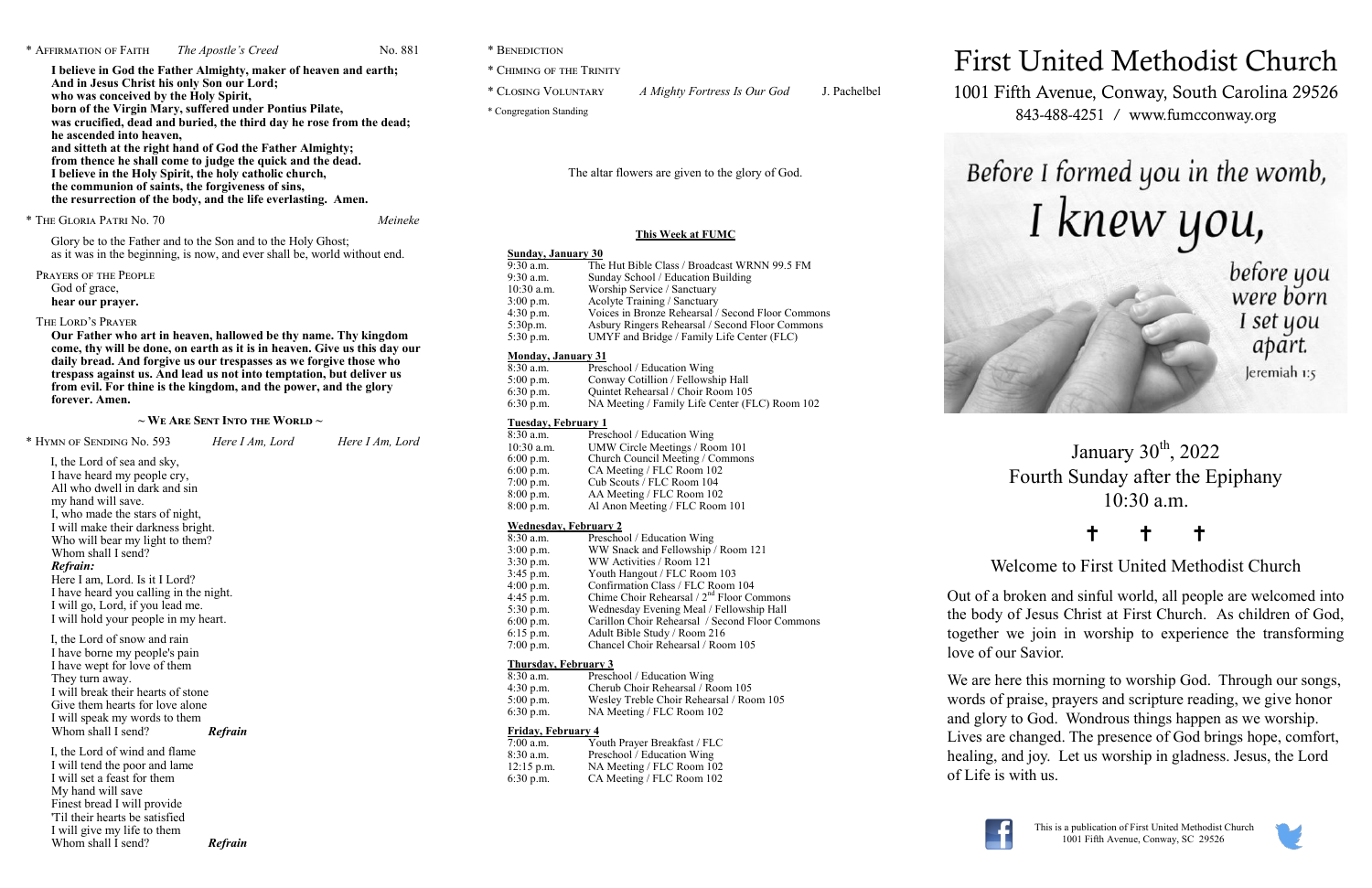\* Affirmation of Faith *The Apostle's Creed* No. 881

**I believe in God the Father Almighty, maker of heaven and earth;**
**And in Jesus Christ his only Son our Lord;**
**who was conceived by the Holy Spirit,**
**born of the Virgin Mary, suffered under Pontius Pilate,**
**was crucified, dead and buried, the third day he rose from the dead;**
**he ascended into heaven,**
**and sitteth at the right hand of God the Father Almighty;**
**from thence he shall come to judge the quick and the dead.**
**I believe in the Holy Spirit, the holy catholic church,**
**the communion of saints, the forgiveness of sins,**
**the resurrection of the body, and the life everlasting. Amen.**

\* The Gloria Patri No. 70 *Meineke*

Glory be to the Father and to the Son and to the Holy Ghost;
as it was in the beginning, is now, and ever shall be, world without end.

Prayers of the People

God of grace,
**hear our prayer.**

The Lord's Prayer

**Our Father who art in heaven, hallowed be thy name. Thy kingdom come, thy will be done, on earth as it is in heaven. Give us this day our daily bread. And forgive us our trespasses as we forgive those who trespass against us. And lead us not into temptation, but deliver us from evil. For thine is the kingdom, and the power, and the glory forever. Amen.**

**~ We Are Sent Into the World ~**

\* Hymn of Sending No. 593 *Here I Am, Lord* *Here I Am, Lord*

I, the Lord of sea and sky,
I have heard my people cry,
All who dwell in dark and sin
my hand will save.
I, who made the stars of night,
I will make their darkness bright.
Who will bear my light to them?
Whom shall I send?

***Refrain:***
Here I am, Lord. Is it I Lord?
I have heard you calling in the night.
I will go, Lord, if you lead me.
I will hold your people in my heart.

I, the Lord of snow and rain
I have borne my people's pain
I have wept for love of them
They turn away.
I will break their hearts of stone
Give them hearts for love alone
I will speak my words to them
Whom shall I send? ***Refrain***

I, the Lord of wind and flame
I will tend the poor and lame
I will set a feast for them
My hand will save
Finest bread I will provide
'Til their hearts be satisfied
I will give my life to them
Whom shall I send? ***Refrain***

\* Benediction

\* Chiming of the Trinity

\* Closing Voluntary *A Mighty Fortress Is Our God* J. Pachelbel

\* Congregation Standing

The altar flowers are given to the glory of God.

## This Week at FUMC

**Sunday, January 30**

| | |
|---|---|
| 9:30 a.m. | The Hut Bible Class / Broadcast WRNN 99.5 FM |
| 9:30 a.m. | Sunday School / Education Building |
| 10:30 a.m. | Worship Service / Sanctuary |
| 3:00 p.m. | Acolyte Training / Sanctuary |
| 4:30 p.m. | Voices in Bronze Rehearsal / Second Floor Commons |
| 5:30p.m. | Asbury Ringers Rehearsal / Second Floor Commons |
| 5:30 p.m. | UMYF and Bridge / Family Life Center (FLC) |

**Monday, January 31**

| | |
|---|---|
| 8:30 a.m. | Preschool / Education Wing |
| 5:00 p.m. | Conway Cotillion / Fellowship Hall |
| 6:30 p.m. | Quintet Rehearsal / Choir Room 105 |
| 6:30 p.m. | NA Meeting / Family Life Center (FLC) Room 102 |

**Tuesday, February 1**

| | |
|---|---|
| 8:30 a.m. | Preschool / Education Wing |
| 10:30 a.m. | UMW Circle Meetings / Room 101 |
| 6:00 p.m. | Church Council Meeting / Commons |
| 6:00 p.m. | CA Meeting / FLC Room 102 |
| 7:00 p.m. | Cub Scouts / FLC Room 104 |
| 8:00 p.m. | AA Meeting / FLC Room 102 |
| 8:00 p.m. | Al Anon Meeting / FLC Room 101 |

**Wednesday, February 2**

| | |
|---|---|
| 8:30 a.m. | Preschool / Education Wing |
| 3:00 p.m. | WW Snack and Fellowship / Room 121 |
| 3:30 p.m. | WW Activities / Room 121 |
| 3:45 p.m. | Youth Hangout / FLC Room 103 |
| 4:00 p.m. | Confirmation Class / FLC Room 104 |
| 4:45 p.m. | Chime Choir Rehearsal / 2nd Floor Commons |
| 5:30 p.m. | Wednesday Evening Meal / Fellowship Hall |
| 6:00 p.m. | Carillon Choir Rehearsal / Second Floor Commons |
| 6:15 p.m. | Adult Bible Study / Room 216 |
| 7:00 p.m. | Chancel Choir Rehearsal / Room 105 |

**Thursday, February 3**

| | |
|---|---|
| 8:30 a.m. | Preschool / Education Wing |
| 4:30 p.m. | Cherub Choir Rehearsal / Room 105 |
| 5:00 p.m. | Wesley Treble Choir Rehearsal / Room 105 |
| 6:30 p.m. | NA Meeting / FLC Room 102 |

**Friday, February 4**

| | |
|---|---|
| 7:00 a.m. | Youth Prayer Breakfast / FLC |
| 8:30 a.m. | Preschool / Education Wing |
| 12:15 p.m. | NA Meeting / FLC Room 102 |
| 6:30 p.m. | CA Meeting / FLC Room 102 |

# First United Methodist Church

1001 Fifth Avenue, Conway, South Carolina 29526
843-488-4251 / www.fumcconway.org

*Before I formed you in the womb, I knew you, before you were born I set you apart.* Jeremiah 1:5

January 30th, 2022
Fourth Sunday after the Epiphany
10:30 a.m.

✝ ✝ ✝

## Welcome to First United Methodist Church

Out of a broken and sinful world, all people are welcomed into the body of Jesus Christ at First Church. As children of God, together we join in worship to experience the transforming love of our Savior.

We are here this morning to worship God. Through our songs, words of praise, prayers and scripture reading, we give honor and glory to God. Wondrous things happen as we worship. Lives are changed. The presence of God brings hope, comfort, healing, and joy. Let us worship in gladness. Jesus, the Lord of Life is with us.

This is a publication of First United Methodist Church
1001 Fifth Avenue, Conway, SC 29526